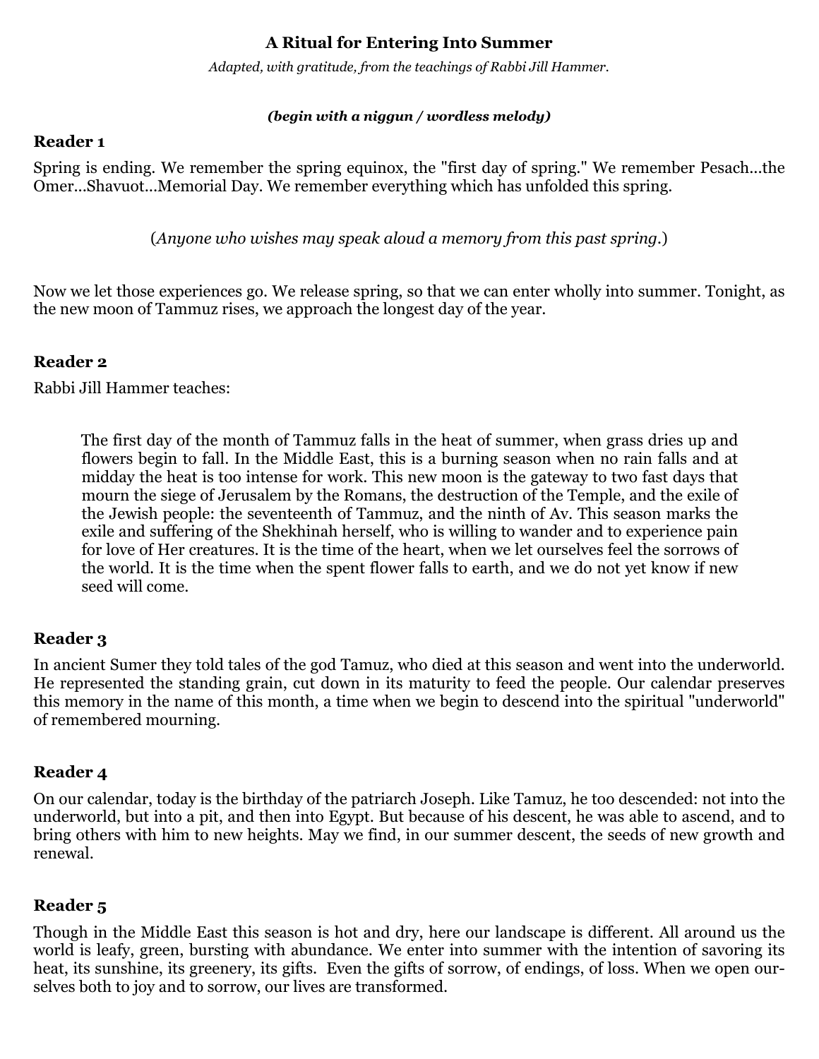# A Ritual for Entering Into Summer

*Adapted, with gratitude, from the teachings of Rabbi Jill Hammer.*

***(begin with a niggun / wordless melody)***

**Reader 1**

Spring is ending. We remember the spring equinox, the "first day of spring." We remember Pesach...the Omer...Shavuot...Memorial Day. We remember everything which has unfolded this spring.

(*Anyone who wishes may speak aloud a memory from this past spring*.)

Now we let those experiences go. We release spring, so that we can enter wholly into summer. Tonight, as the new moon of Tammuz rises, we approach the longest day of the year.

**Reader 2**

Rabbi Jill Hammer teaches:

> The first day of the month of Tammuz falls in the heat of summer, when grass dries up and flowers begin to fall. In the Middle East, this is a burning season when no rain falls and at midday the heat is too intense for work. This new moon is the gateway to two fast days that mourn the siege of Jerusalem by the Romans, the destruction of the Temple, and the exile of the Jewish people: the seventeenth of Tammuz, and the ninth of Av. This season marks the exile and suffering of the Shekhinah herself, who is willing to wander and to experience pain for love of Her creatures. It is the time of the heart, when we let ourselves feel the sorrows of the world. It is the time when the spent flower falls to earth, and we do not yet know if new seed will come.

**Reader 3**

In ancient Sumer they told tales of the god Tamuz, who died at this season and went into the underworld. He represented the standing grain, cut down in its maturity to feed the people. Our calendar preserves this memory in the name of this month, a time when we begin to descend into the spiritual "underworld" of remembered mourning.

**Reader 4**

On our calendar, today is the birthday of the patriarch Joseph. Like Tamuz, he too descended: not into the underworld, but into a pit, and then into Egypt. But because of his descent, he was able to ascend, and to bring others with him to new heights. May we find, in our summer descent, the seeds of new growth and renewal.

**Reader 5**

Though in the Middle East this season is hot and dry, here our landscape is different. All around us the world is leafy, green, bursting with abundance. We enter into summer with the intention of savoring its heat, its sunshine, its greenery, its gifts. Even the gifts of sorrow, of endings, of loss. When we open ourselves both to joy and to sorrow, our lives are transformed.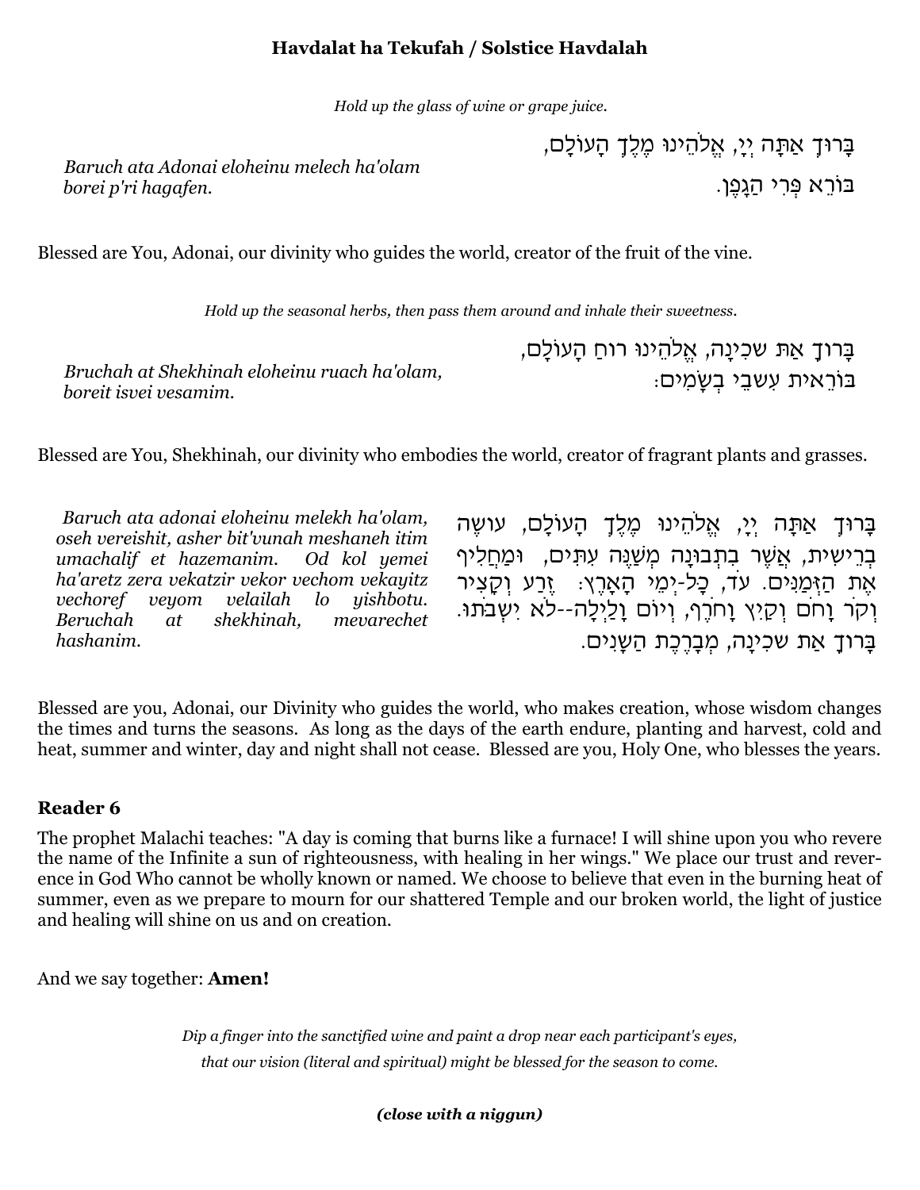**Havdalat ha Tekufah / Solstice Havdalah**

*Hold up the glass of wine or grape juice.*

בָּרוּךְ אַתָּה יְיָ, אֱלֹהֵינוּ מֶלֶךְ הָעוֹלָם,
בּוֹרֵא פְּרִי הַגָּפֶן.

*Baruch ata Adonai eloheinu melech ha'olam borei p'ri hagafen.*

Blessed are You, Adonai, our divinity who guides the world, creator of the fruit of the vine.

*Hold up the seasonal herbs, then pass them around and inhale their sweetness.*

בָּרוּךְ אַתְּ שכִינָה, אֱלֹהֵינוּ רוּחַ הָעוֹלָם,
בּוֹרֵאית עִשבֵי בְשָׂמִים׃

*Bruchah at Shekhinah eloheinu ruach ha'olam, boreit isvei vesamim.*

Blessed are You, Shekhinah, our divinity who embodies the world, creator of fragrant plants and grasses.

בָּרוּךְ אַתָּה יְיָ, אֱלֹהֵינוּ מֶלֶךְ הָעוֹלָם, עוֹשֶׂה בְרֵישִׁית, אֲשֶׁר בִתְבוּנָה מְשַׁנֶּה עִתִּים, וּמַחֲלִיף אֶת הַזְּמַנִּים. עֹד, כָּל-יְמֵי הָאָרֶץ׃ זֶרַע וְקָצִיר וְקֹר וָחֹם וְקַיִץ וָחֹרֶף, וְיוֹם וָלַיְלָה--לֹא יִשְׁבֹּתוּ. בָּרוּךְ אַת שכִינָה, מְבָרֶכֶת הַשָּׁנִים.

*Baruch ata adonai eloheinu melekh ha'olam, oseh vereishit, asher bit'vunah meshaneh itim umachalif et hazemanim. Od kol yemei ha'aretz zera vekatzir vekor vechom vekayitz vechoref veyom velailah lo yishbotu. Beruchah at shekhinah, mevarechet hashanim.*

Blessed are you, Adonai, our Divinity who guides the world, who makes creation, whose wisdom changes the times and turns the seasons. As long as the days of the earth endure, planting and harvest, cold and heat, summer and winter, day and night shall not cease. Blessed are you, Holy One, who blesses the years.

## Reader 6

The prophet Malachi teaches: "A day is coming that burns like a furnace! I will shine upon you who revere the name of the Infinite a sun of righteousness, with healing in her wings." We place our trust and reverence in God Who cannot be wholly known or named. We choose to believe that even in the burning heat of summer, even as we prepare to mourn for our shattered Temple and our broken world, the light of justice and healing will shine on us and on creation.

And we say together: **Amen!**

*Dip a finger into the sanctified wine and paint a drop near each participant's eyes, that our vision (literal and spiritual) might be blessed for the season to come.*

***(close with a niggun)***